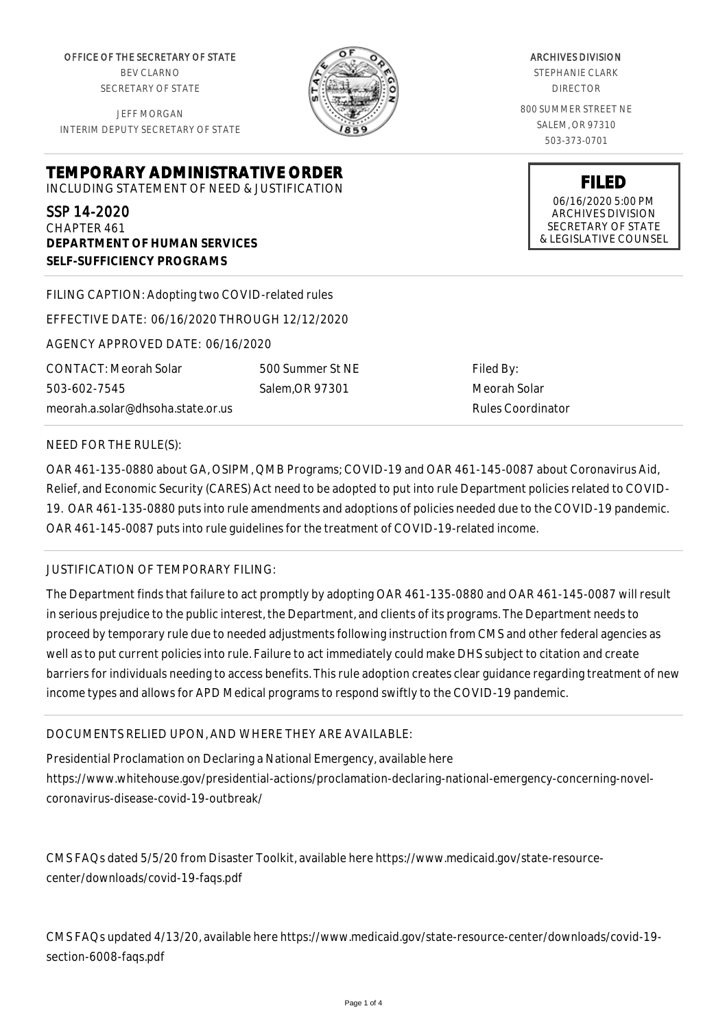OFFICE OF THE SECRETARY OF STATE
BEV CLARNO
SECRETARY OF STATE

JEFF MORGAN
INTERIM DEPUTY SECRETARY OF STATE

ARCHIVES DIVISION
STEPHANIE CLARK
DIRECTOR

800 SUMMER STREET NE
SALEM, OR 97310
503-373-0701

**FILED**
06/16/2020 5:00 PM
ARCHIVES DIVISION
SECRETARY OF STATE
& LEGISLATIVE COUNSEL

# TEMPORARY ADMINISTRATIVE ORDER

INCLUDING STATEMENT OF NEED & JUSTIFICATION

SSP 14-2020
CHAPTER 461
**DEPARTMENT OF HUMAN SERVICES**
**SELF-SUFFICIENCY PROGRAMS**

FILING CAPTION: Adopting two COVID-related rules

EFFECTIVE DATE: 06/16/2020 THROUGH 12/12/2020

AGENCY APPROVED DATE: 06/16/2020

CONTACT: Meorah Solar
503-602-7545
meorah.a.solar@dhsoha.state.or.us

500 Summer St NE
Salem,OR 97301

Filed By:
Meorah Solar
Rules Coordinator

NEED FOR THE RULE(S):

OAR 461-135-0880 about GA, OSIPM, QMB Programs; COVID-19 and OAR 461-145-0087 about Coronavirus Aid, Relief, and Economic Security (CARES) Act need to be adopted to put into rule Department policies related to COVID-19. OAR 461-135-0880 puts into rule amendments and adoptions of policies needed due to the COVID-19 pandemic. OAR 461-145-0087 puts into rule guidelines for the treatment of COVID-19-related income.

JUSTIFICATION OF TEMPORARY FILING:

The Department finds that failure to act promptly by adopting OAR 461-135-0880 and OAR 461-145-0087 will result in serious prejudice to the public interest, the Department, and clients of its programs. The Department needs to proceed by temporary rule due to needed adjustments following instruction from CMS and other federal agencies as well as to put current policies into rule. Failure to act immediately could make DHS subject to citation and create barriers for individuals needing to access benefits. This rule adoption creates clear guidance regarding treatment of new income types and allows for APD Medical programs to respond swiftly to the COVID-19 pandemic.

DOCUMENTS RELIED UPON, AND WHERE THEY ARE AVAILABLE:

Presidential Proclamation on Declaring a National Emergency, available here https://www.whitehouse.gov/presidential-actions/proclamation-declaring-national-emergency-concerning-novel-coronavirus-disease-covid-19-outbreak/

CMS FAQs dated 5/5/20 from Disaster Toolkit, available here https://www.medicaid.gov/state-resource-center/downloads/covid-19-faqs.pdf

CMS FAQs updated 4/13/20, available here https://www.medicaid.gov/state-resource-center/downloads/covid-19-section-6008-faqs.pdf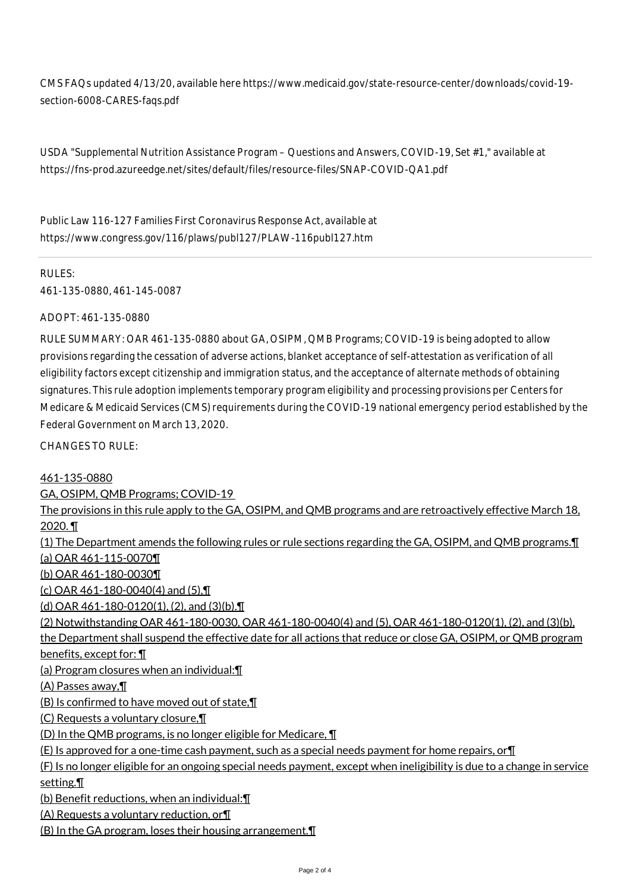CMS FAQs updated 4/13/20, available here https://www.medicaid.gov/state-resource-center/downloads/covid-19-section-6008-CARES-faqs.pdf

USDA "Supplemental Nutrition Assistance Program – Questions and Answers, COVID-19, Set #1," available at https://fns-prod.azureedge.net/sites/default/files/resource-files/SNAP-COVID-QA1.pdf

Public Law 116-127 Families First Coronavirus Response Act, available at https://www.congress.gov/116/plaws/publ127/PLAW-116publ127.htm

---

RULES:

461-135-0880, 461-145-0087

ADOPT: 461-135-0880

RULE SUMMARY: OAR 461-135-0880 about GA, OSIPM, QMB Programs; COVID-19 is being adopted to allow provisions regarding the cessation of adverse actions, blanket acceptance of self-attestation as verification of all eligibility factors except citizenship and immigration status, and the acceptance of alternate methods of obtaining signatures. This rule adoption implements temporary program eligibility and processing provisions per Centers for Medicare & Medicaid Services (CMS) requirements during the COVID-19 national emergency period established by the Federal Government on March 13, 2020.

CHANGES TO RULE:

461-135-0880

GA, OSIPM, QMB Programs; COVID-19

The provisions in this rule apply to the GA, OSIPM, and QMB programs and are retroactively effective March 18, 2020. ¶

(1) The Department amends the following rules or rule sections regarding the GA, OSIPM, and QMB programs.¶

(a) OAR 461-115-0070¶

(b) OAR 461-180-0030¶

(c) OAR 461-180-0040(4) and (5).¶

(d) OAR 461-180-0120(1), (2), and (3)(b).¶

(2) Notwithstanding OAR 461-180-0030, OAR 461-180-0040(4) and (5), OAR 461-180-0120(1), (2), and (3)(b), the Department shall suspend the effective date for all actions that reduce or close GA, OSIPM, or QMB program benefits, except for: ¶

(a) Program closures when an individual:¶

(A) Passes away,¶

(B) Is confirmed to have moved out of state,¶

(C) Requests a voluntary closure,¶

(D) In the QMB programs, is no longer eligible for Medicare, ¶

(E) Is approved for a one-time cash payment, such as a special needs payment for home repairs, or¶

(F) Is no longer eligible for an ongoing special needs payment, except when ineligibility is due to a change in service setting.¶

(b) Benefit reductions, when an individual:¶

(A) Requests a voluntary reduction, or¶

(B) In the GA program, loses their housing arrangement.¶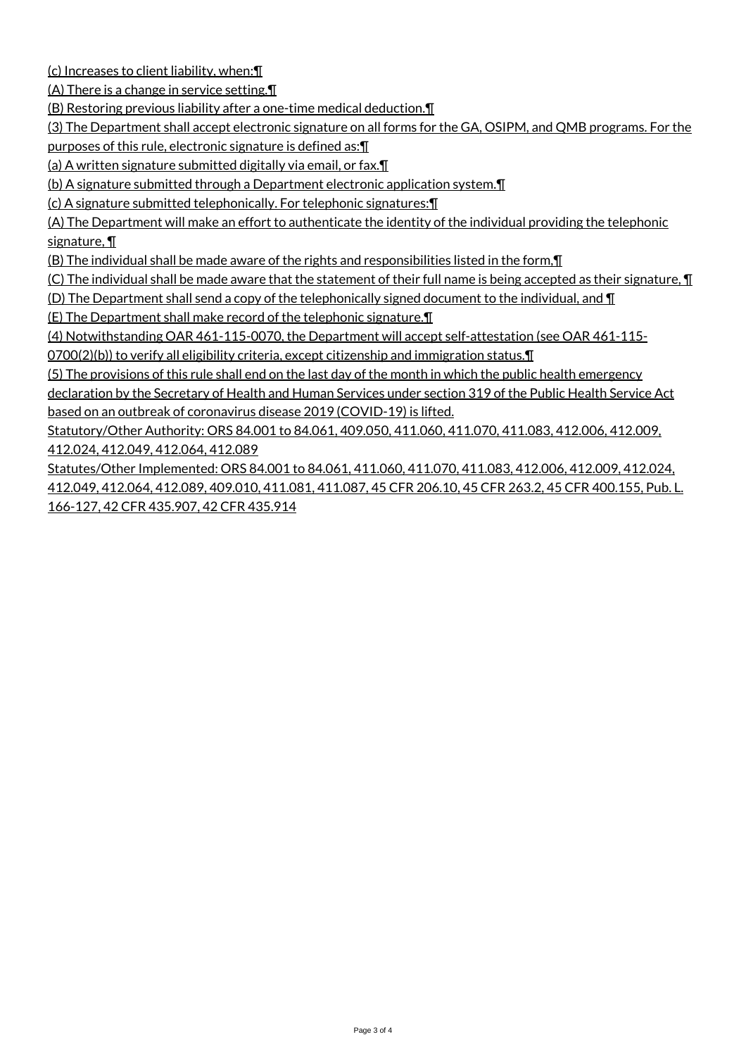(c) Increases to client liability, when:¶

(A) There is a change in service setting.¶

(B) Restoring previous liability after a one-time medical deduction.¶

(3) The Department shall accept electronic signature on all forms for the GA, OSIPM, and QMB programs. For the purposes of this rule, electronic signature is defined as:¶

(a) A written signature submitted digitally via email, or fax.¶

(b) A signature submitted through a Department electronic application system.¶

(c) A signature submitted telephonically. For telephonic signatures:¶

(A) The Department will make an effort to authenticate the identity of the individual providing the telephonic signature, ¶

(B) The individual shall be made aware of the rights and responsibilities listed in the form,¶

(C) The individual shall be made aware that the statement of their full name is being accepted as their signature, ¶

(D) The Department shall send a copy of the telephonically signed document to the individual, and ¶

(E) The Department shall make record of the telephonic signature.¶

(4) Notwithstanding OAR 461-115-0070, the Department will accept self-attestation (see OAR 461-115-0700(2)(b)) to verify all eligibility criteria, except citizenship and immigration status.¶

(5) The provisions of this rule shall end on the last day of the month in which the public health emergency declaration by the Secretary of Health and Human Services under section 319 of the Public Health Service Act based on an outbreak of coronavirus disease 2019 (COVID-19) is lifted.

Statutory/Other Authority: ORS 84.001 to 84.061, 409.050, 411.060, 411.070, 411.083, 412.006, 412.009, 412.024, 412.049, 412.064, 412.089

Statutes/Other Implemented: ORS 84.001 to 84.061, 411.060, 411.070, 411.083, 412.006, 412.009, 412.024, 412.049, 412.064, 412.089, 409.010, 411.081, 411.087, 45 CFR 206.10, 45 CFR 263.2, 45 CFR 400.155, Pub. L. 166-127, 42 CFR 435.907, 42 CFR 435.914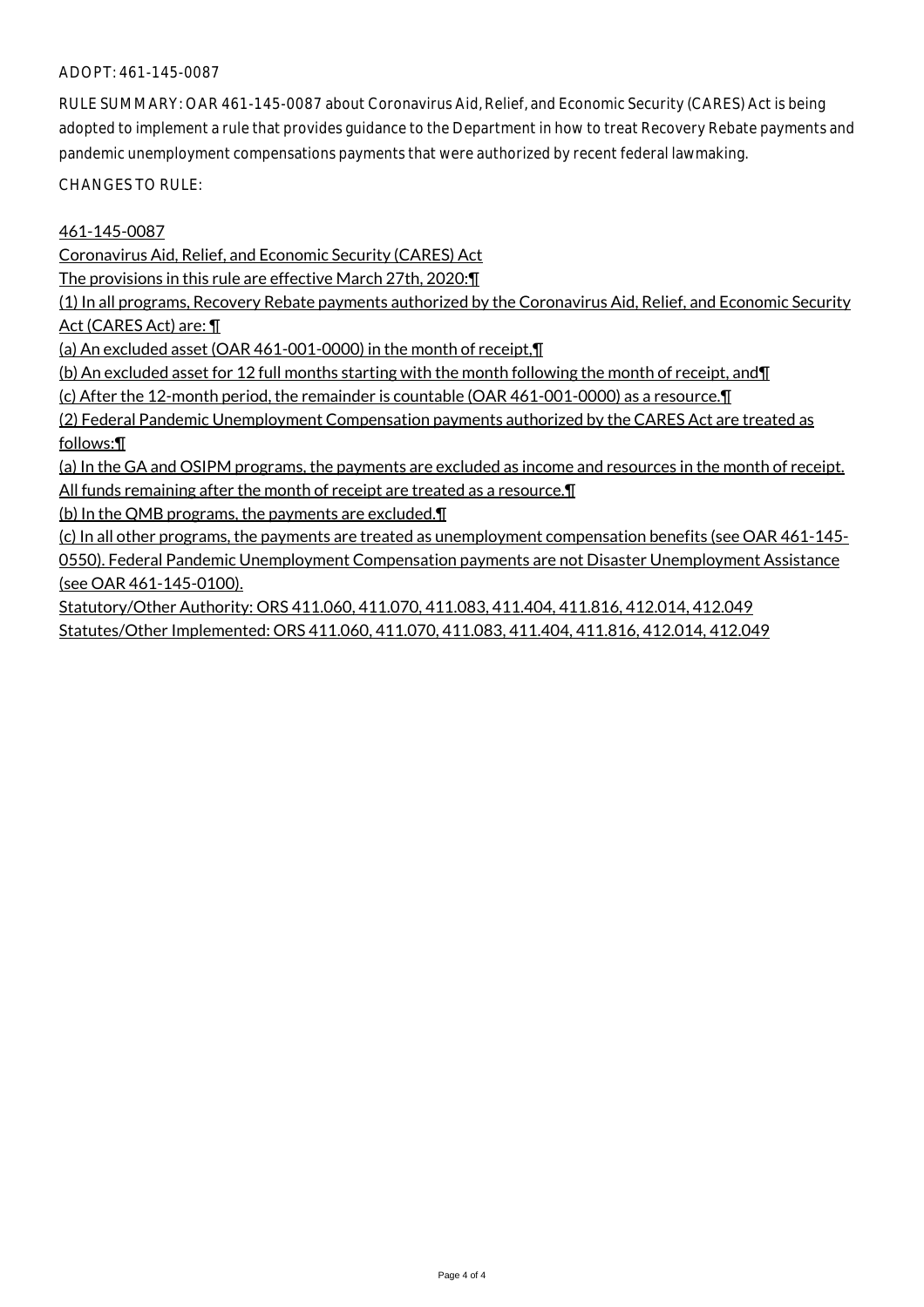ADOPT: 461-145-0087

RULE SUMMARY: OAR 461-145-0087 about Coronavirus Aid, Relief, and Economic Security (CARES) Act is being adopted to implement a rule that provides guidance to the Department in how to treat Recovery Rebate payments and pandemic unemployment compensations payments that were authorized by recent federal lawmaking.

CHANGES TO RULE:

461-145-0087

Coronavirus Aid, Relief, and Economic Security (CARES) Act

The provisions in this rule are effective March 27th, 2020:¶

(1) In all programs, Recovery Rebate payments authorized by the Coronavirus Aid, Relief, and Economic Security Act (CARES Act) are: ¶

(a) An excluded asset (OAR 461-001-0000) in the month of receipt,¶

(b) An excluded asset for 12 full months starting with the month following the month of receipt, and¶

(c) After the 12-month period, the remainder is countable (OAR 461-001-0000) as a resource.¶

(2) Federal Pandemic Unemployment Compensation payments authorized by the CARES Act are treated as follows:¶

(a) In the GA and OSIPM programs, the payments are excluded as income and resources in the month of receipt. All funds remaining after the month of receipt are treated as a resource.¶

(b) In the QMB programs, the payments are excluded.¶

(c) In all other programs, the payments are treated as unemployment compensation benefits (see OAR 461-145-0550). Federal Pandemic Unemployment Compensation payments are not Disaster Unemployment Assistance (see OAR 461-145-0100).

Statutory/Other Authority: ORS 411.060, 411.070, 411.083, 411.404, 411.816, 412.014, 412.049

Statutes/Other Implemented: ORS 411.060, 411.070, 411.083, 411.404, 411.816, 412.014, 412.049